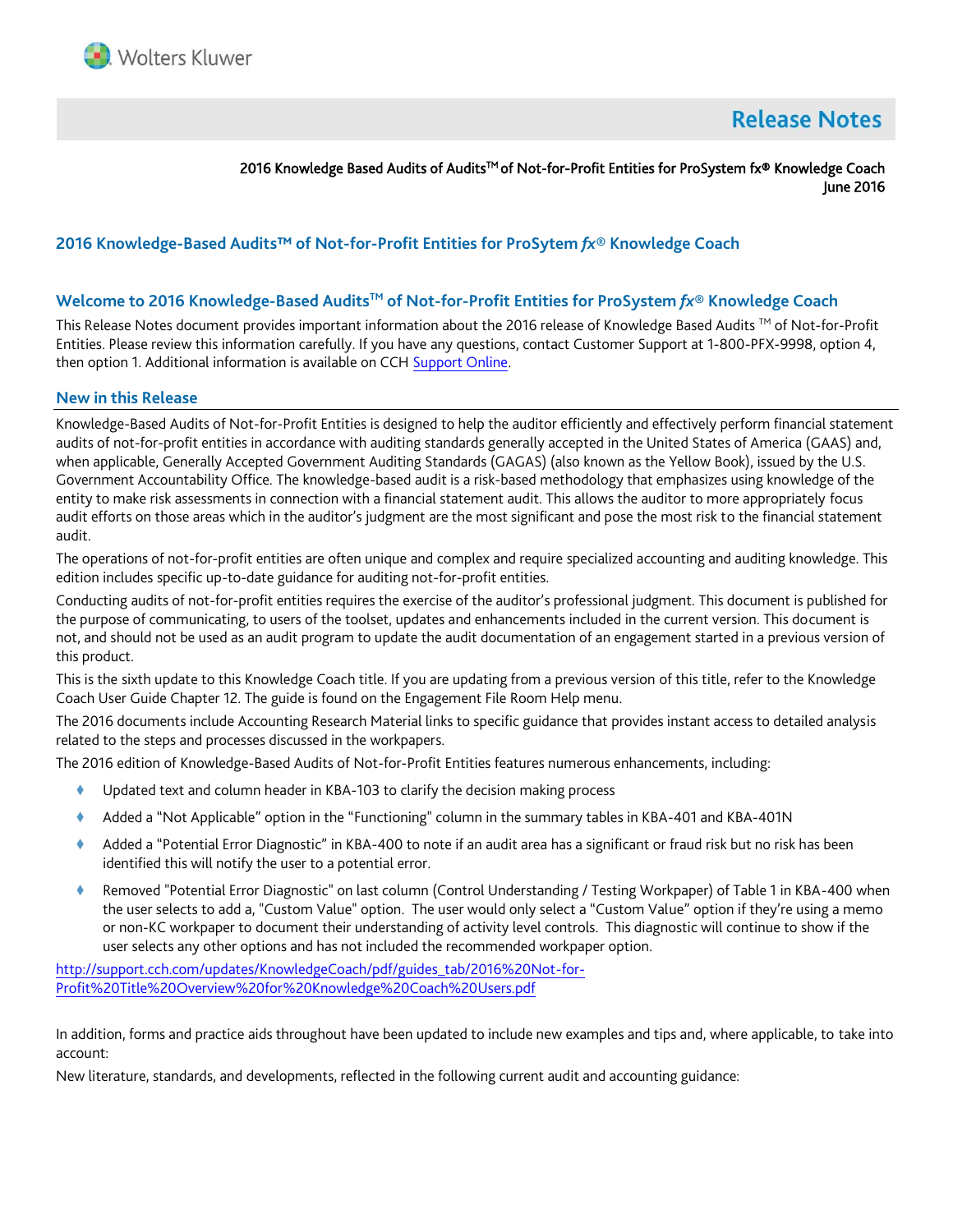# Release Notes

2016 Knowledge Based Audits of Audits™ of Not-for-Profit Entities for ProSystem fx® Knowledge Coach
June 2016

## 2016 Knowledge-Based Audits™ of Not-for-Profit Entities for ProSytem *fx*® Knowledge Coach

## Welcome to 2016 Knowledge-Based Audits™ of Not-for-Profit Entities for ProSystem *fx*® Knowledge Coach

This Release Notes document provides important information about the 2016 release of Knowledge Based Audits ™ of Not-for-Profit Entities. Please review this information carefully. If you have any questions, contact Customer Support at 1-800-PFX-9998, option 4, then option 1. Additional information is available on CCH Support Online.

## New in this Release

Knowledge-Based Audits of Not-for-Profit Entities is designed to help the auditor efficiently and effectively perform financial statement audits of not-for-profit entities in accordance with auditing standards generally accepted in the United States of America (GAAS) and, when applicable, Generally Accepted Government Auditing Standards (GAGAS) (also known as the Yellow Book), issued by the U.S. Government Accountability Office. The knowledge-based audit is a risk-based methodology that emphasizes using knowledge of the entity to make risk assessments in connection with a financial statement audit. This allows the auditor to more appropriately focus audit efforts on those areas which in the auditor's judgment are the most significant and pose the most risk to the financial statement audit.

The operations of not-for-profit entities are often unique and complex and require specialized accounting and auditing knowledge. This edition includes specific up-to-date guidance for auditing not-for-profit entities.

Conducting audits of not-for-profit entities requires the exercise of the auditor's professional judgment. This document is published for the purpose of communicating, to users of the toolset, updates and enhancements included in the current version. This document is not, and should not be used as an audit program to update the audit documentation of an engagement started in a previous version of this product.

This is the sixth update to this Knowledge Coach title. If you are updating from a previous version of this title, refer to the Knowledge Coach User Guide Chapter 12. The guide is found on the Engagement File Room Help menu.

The 2016 documents include Accounting Research Material links to specific guidance that provides instant access to detailed analysis related to the steps and processes discussed in the workpapers.

The 2016 edition of Knowledge-Based Audits of Not-for-Profit Entities features numerous enhancements, including:

- Updated text and column header in KBA-103 to clarify the decision making process
- Added a "Not Applicable" option in the "Functioning" column in the summary tables in KBA-401 and KBA-401N
- Added a "Potential Error Diagnostic" in KBA-400 to note if an audit area has a significant or fraud risk but no risk has been identified this will notify the user to a potential error.
- Removed "Potential Error Diagnostic" on last column (Control Understanding / Testing Workpaper) of Table 1 in KBA-400 when the user selects to add a, "Custom Value" option. The user would only select a "Custom Value" option if they're using a memo or non-KC workpaper to document their understanding of activity level controls. This diagnostic will continue to show if the user selects any other options and has not included the recommended workpaper option.

http://support.cch.com/updates/KnowledgeCoach/pdf/guides_tab/2016%20Not-for-Profit%20Title%20Overview%20for%20Knowledge%20Coach%20Users.pdf

In addition, forms and practice aids throughout have been updated to include new examples and tips and, where applicable, to take into account:

New literature, standards, and developments, reflected in the following current audit and accounting guidance: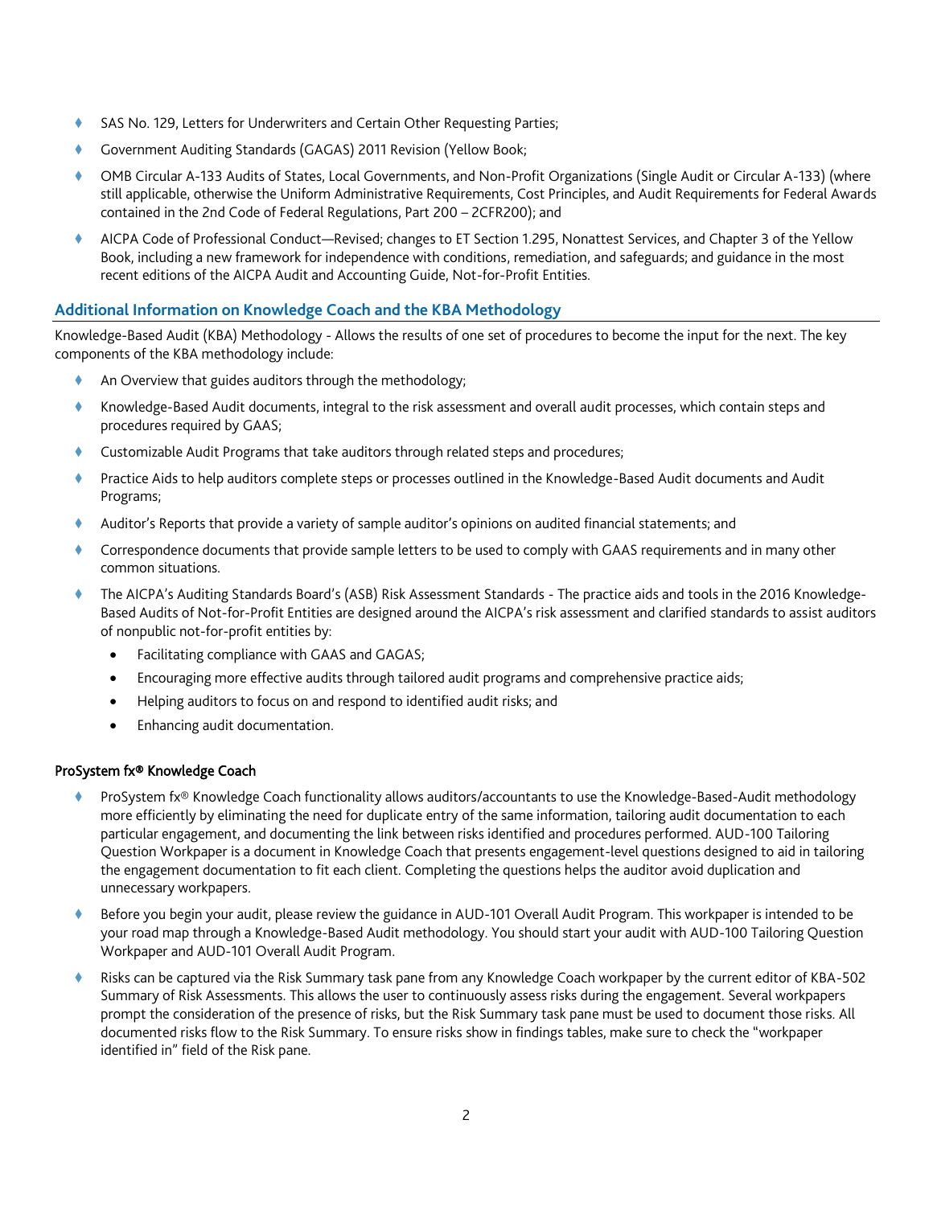- SAS No. 129, Letters for Underwriters and Certain Other Requesting Parties;
- Government Auditing Standards (GAGAS) 2011 Revision (Yellow Book;
- OMB Circular A-133 Audits of States, Local Governments, and Non-Profit Organizations (Single Audit or Circular A-133) (where still applicable, otherwise the Uniform Administrative Requirements, Cost Principles, and Audit Requirements for Federal Awards contained in the 2nd Code of Federal Regulations, Part 200 – 2CFR200); and
- AICPA Code of Professional Conduct—Revised; changes to ET Section 1.295, Nonattest Services, and Chapter 3 of the Yellow Book, including a new framework for independence with conditions, remediation, and safeguards; and guidance in the most recent editions of the AICPA Audit and Accounting Guide, Not-for-Profit Entities.

## Additional Information on Knowledge Coach and the KBA Methodology

Knowledge-Based Audit (KBA) Methodology - Allows the results of one set of procedures to become the input for the next. The key components of the KBA methodology include:

- An Overview that guides auditors through the methodology;
- Knowledge-Based Audit documents, integral to the risk assessment and overall audit processes, which contain steps and procedures required by GAAS;
- Customizable Audit Programs that take auditors through related steps and procedures;
- Practice Aids to help auditors complete steps or processes outlined in the Knowledge-Based Audit documents and Audit Programs;
- Auditor's Reports that provide a variety of sample auditor's opinions on audited financial statements; and
- Correspondence documents that provide sample letters to be used to comply with GAAS requirements and in many other common situations.
- The AICPA's Auditing Standards Board's (ASB) Risk Assessment Standards - The practice aids and tools in the 2016 Knowledge-Based Audits of Not-for-Profit Entities are designed around the AICPA's risk assessment and clarified standards to assist auditors of nonpublic not-for-profit entities by:
  - Facilitating compliance with GAAS and GAGAS;
  - Encouraging more effective audits through tailored audit programs and comprehensive practice aids;
  - Helping auditors to focus on and respond to identified audit risks; and
  - Enhancing audit documentation.

### ProSystem fx® Knowledge Coach

- ProSystem fx® Knowledge Coach functionality allows auditors/accountants to use the Knowledge-Based-Audit methodology more efficiently by eliminating the need for duplicate entry of the same information, tailoring audit documentation to each particular engagement, and documenting the link between risks identified and procedures performed. AUD-100 Tailoring Question Workpaper is a document in Knowledge Coach that presents engagement-level questions designed to aid in tailoring the engagement documentation to fit each client. Completing the questions helps the auditor avoid duplication and unnecessary workpapers.
- Before you begin your audit, please review the guidance in AUD-101 Overall Audit Program. This workpaper is intended to be your road map through a Knowledge-Based Audit methodology. You should start your audit with AUD-100 Tailoring Question Workpaper and AUD-101 Overall Audit Program.
- Risks can be captured via the Risk Summary task pane from any Knowledge Coach workpaper by the current editor of KBA-502 Summary of Risk Assessments. This allows the user to continuously assess risks during the engagement. Several workpapers prompt the consideration of the presence of risks, but the Risk Summary task pane must be used to document those risks. All documented risks flow to the Risk Summary. To ensure risks show in findings tables, make sure to check the "workpaper identified in" field of the Risk pane.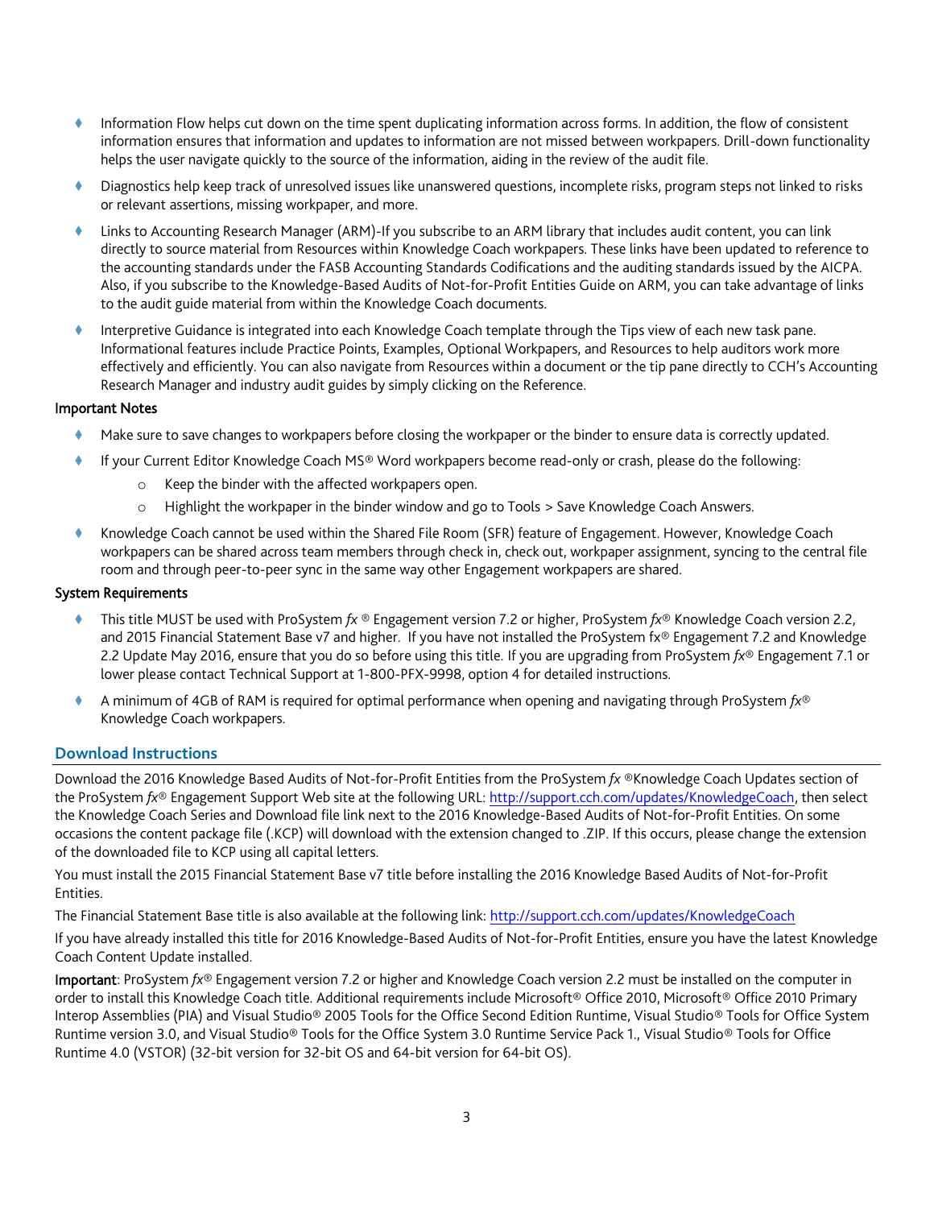- Information Flow helps cut down on the time spent duplicating information across forms. In addition, the flow of consistent information ensures that information and updates to information are not missed between workpapers. Drill-down functionality helps the user navigate quickly to the source of the information, aiding in the review of the audit file.
- Diagnostics help keep track of unresolved issues like unanswered questions, incomplete risks, program steps not linked to risks or relevant assertions, missing workpaper, and more.
- Links to Accounting Research Manager (ARM)-If you subscribe to an ARM library that includes audit content, you can link directly to source material from Resources within Knowledge Coach workpapers. These links have been updated to reference to the accounting standards under the FASB Accounting Standards Codifications and the auditing standards issued by the AICPA. Also, if you subscribe to the Knowledge-Based Audits of Not-for-Profit Entities Guide on ARM, you can take advantage of links to the audit guide material from within the Knowledge Coach documents.
- Interpretive Guidance is integrated into each Knowledge Coach template through the Tips view of each new task pane. Informational features include Practice Points, Examples, Optional Workpapers, and Resources to help auditors work more effectively and efficiently. You can also navigate from Resources within a document or the tip pane directly to CCH's Accounting Research Manager and industry audit guides by simply clicking on the Reference.

**Important Notes**

- Make sure to save changes to workpapers before closing the workpaper or the binder to ensure data is correctly updated.
- If your Current Editor Knowledge Coach MS® Word workpapers become read-only or crash, please do the following:
  - Keep the binder with the affected workpapers open.
  - Highlight the workpaper in the binder window and go to Tools > Save Knowledge Coach Answers.
- Knowledge Coach cannot be used within the Shared File Room (SFR) feature of Engagement. However, Knowledge Coach workpapers can be shared across team members through check in, check out, workpaper assignment, syncing to the central file room and through peer-to-peer sync in the same way other Engagement workpapers are shared.

**System Requirements**

- This title MUST be used with ProSystem *fx* ® Engagement version 7.2 or higher, ProSystem *fx*® Knowledge Coach version 2.2, and 2015 Financial Statement Base v7 and higher. If you have not installed the ProSystem fx® Engagement 7.2 and Knowledge 2.2 Update May 2016, ensure that you do so before using this title. If you are upgrading from ProSystem *fx*® Engagement 7.1 or lower please contact Technical Support at 1-800-PFX-9998, option 4 for detailed instructions.
- A minimum of 4GB of RAM is required for optimal performance when opening and navigating through ProSystem *fx*® Knowledge Coach workpapers.

## Download Instructions

Download the 2016 Knowledge Based Audits of Not-for-Profit Entities from the ProSystem *fx* ®Knowledge Coach Updates section of the ProSystem *fx*® Engagement Support Web site at the following URL: http://support.cch.com/updates/KnowledgeCoach, then select the Knowledge Coach Series and Download file link next to the 2016 Knowledge-Based Audits of Not-for-Profit Entities. On some occasions the content package file (.KCP) will download with the extension changed to .ZIP. If this occurs, please change the extension of the downloaded file to KCP using all capital letters.

You must install the 2015 Financial Statement Base v7 title before installing the 2016 Knowledge Based Audits of Not-for-Profit Entities.

The Financial Statement Base title is also available at the following link: http://support.cch.com/updates/KnowledgeCoach

If you have already installed this title for 2016 Knowledge-Based Audits of Not-for-Profit Entities, ensure you have the latest Knowledge Coach Content Update installed.

**Important**: ProSystem *fx*® Engagement version 7.2 or higher and Knowledge Coach version 2.2 must be installed on the computer in order to install this Knowledge Coach title. Additional requirements include Microsoft® Office 2010, Microsoft® Office 2010 Primary Interop Assemblies (PIA) and Visual Studio® 2005 Tools for the Office Second Edition Runtime, Visual Studio® Tools for Office System Runtime version 3.0, and Visual Studio® Tools for the Office System 3.0 Runtime Service Pack 1., Visual Studio® Tools for Office Runtime 4.0 (VSTOR) (32-bit version for 32-bit OS and 64-bit version for 64-bit OS).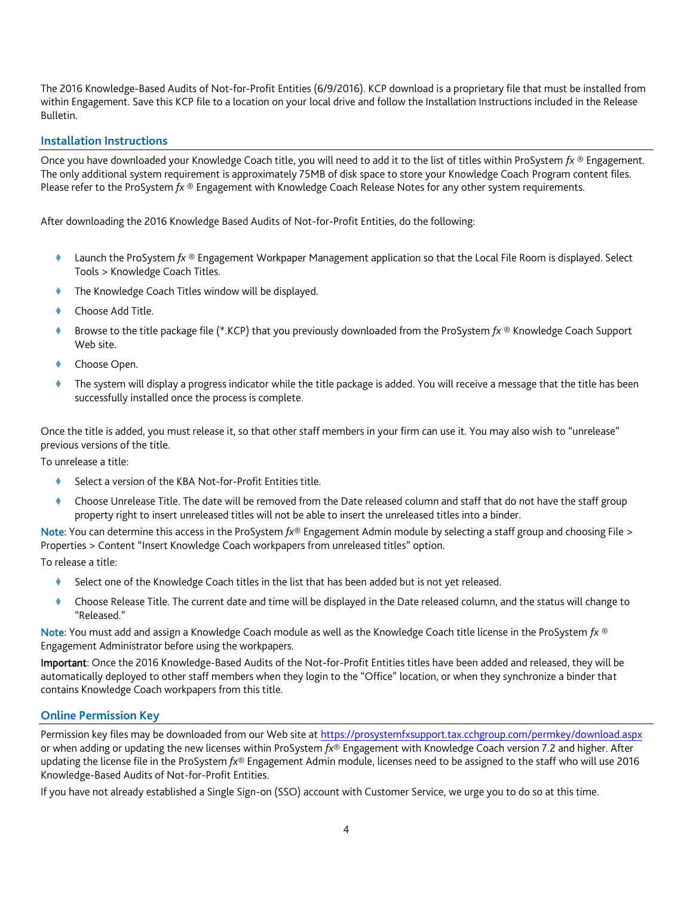The 2016 Knowledge-Based Audits of Not-for-Profit Entities (6/9/2016). KCP download is a proprietary file that must be installed from within Engagement. Save this KCP file to a location on your local drive and follow the Installation Instructions included in the Release Bulletin.

## Installation Instructions

Once you have downloaded your Knowledge Coach title, you will need to add it to the list of titles within ProSystem *fx* ® Engagement. The only additional system requirement is approximately 75MB of disk space to store your Knowledge Coach Program content files. Please refer to the ProSystem *fx* ® Engagement with Knowledge Coach Release Notes for any other system requirements.

After downloading the 2016 Knowledge Based Audits of Not-for-Profit Entities, do the following:

- Launch the ProSystem *fx* ® Engagement Workpaper Management application so that the Local File Room is displayed. Select Tools > Knowledge Coach Titles.
- The Knowledge Coach Titles window will be displayed.
- Choose Add Title.
- Browse to the title package file (*.KCP) that you previously downloaded from the ProSystem *fx* ® Knowledge Coach Support Web site.
- Choose Open.
- The system will display a progress indicator while the title package is added. You will receive a message that the title has been successfully installed once the process is complete.

Once the title is added, you must release it, so that other staff members in your firm can use it. You may also wish to "unrelease" previous versions of the title.

To unrelease a title:

- Select a version of the KBA Not-for-Profit Entities title.
- Choose Unrelease Title. The date will be removed from the Date released column and staff that do not have the staff group property right to insert unreleased titles will not be able to insert the unreleased titles into a binder.

Note: You can determine this access in the ProSystem *fx*® Engagement Admin module by selecting a staff group and choosing File > Properties > Content "Insert Knowledge Coach workpapers from unreleased titles" option.

To release a title:

- Select one of the Knowledge Coach titles in the list that has been added but is not yet released.
- Choose Release Title. The current date and time will be displayed in the Date released column, and the status will change to "Released."

Note: You must add and assign a Knowledge Coach module as well as the Knowledge Coach title license in the ProSystem *fx* ® Engagement Administrator before using the workpapers.

**Important**: Once the 2016 Knowledge-Based Audits of the Not-for-Profit Entities titles have been added and released, they will be automatically deployed to other staff members when they login to the "Office" location, or when they synchronize a binder that contains Knowledge Coach workpapers from this title.

## Online Permission Key

Permission key files may be downloaded from our Web site at https://prosystemfxsupport.tax.cchgroup.com/permkey/download.aspx or when adding or updating the new licenses within ProSystem *fx*® Engagement with Knowledge Coach version 7.2 and higher. After updating the license file in the ProSystem *fx*® Engagement Admin module, licenses need to be assigned to the staff who will use 2016 Knowledge-Based Audits of Not-for-Profit Entities.

If you have not already established a Single Sign-on (SSO) account with Customer Service, we urge you to do so at this time.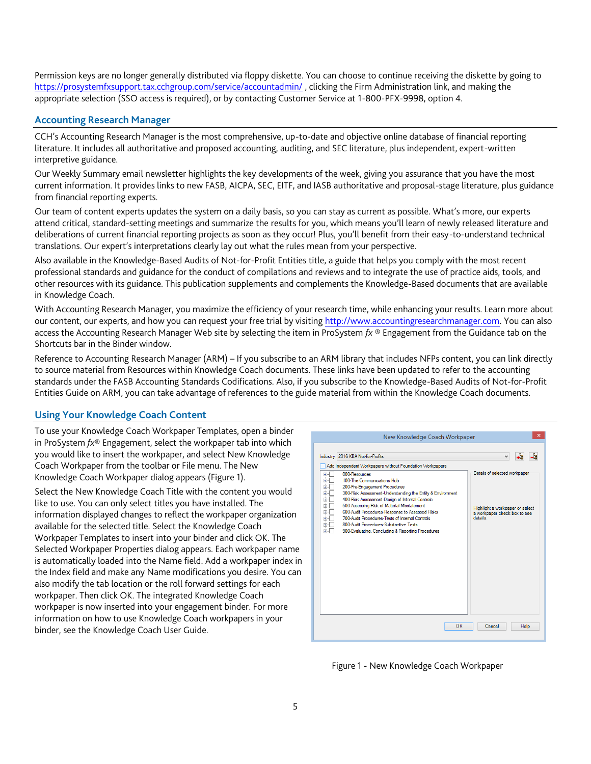Permission keys are no longer generally distributed via floppy diskette. You can choose to continue receiving the diskette by going to https://prosystemfxsupport.tax.cchgroup.com/service/accountadmin/ , clicking the Firm Administration link, and making the appropriate selection (SSO access is required), or by contacting Customer Service at 1-800-PFX-9998, option 4.

## Accounting Research Manager

CCH's Accounting Research Manager is the most comprehensive, up-to-date and objective online database of financial reporting literature. It includes all authoritative and proposed accounting, auditing, and SEC literature, plus independent, expert-written interpretive guidance.

Our Weekly Summary email newsletter highlights the key developments of the week, giving you assurance that you have the most current information. It provides links to new FASB, AICPA, SEC, EITF, and IASB authoritative and proposal-stage literature, plus guidance from financial reporting experts.

Our team of content experts updates the system on a daily basis, so you can stay as current as possible. What's more, our experts attend critical, standard-setting meetings and summarize the results for you, which means you'll learn of newly released literature and deliberations of current financial reporting projects as soon as they occur! Plus, you'll benefit from their easy-to-understand technical translations. Our expert's interpretations clearly lay out what the rules mean from your perspective.

Also available in the Knowledge-Based Audits of Not-for-Profit Entities title, a guide that helps you comply with the most recent professional standards and guidance for the conduct of compilations and reviews and to integrate the use of practice aids, tools, and other resources with its guidance. This publication supplements and complements the Knowledge-Based documents that are available in Knowledge Coach.

With Accounting Research Manager, you maximize the efficiency of your research time, while enhancing your results. Learn more about our content, our experts, and how you can request your free trial by visiting http://www.accountingresearchmanager.com. You can also access the Accounting Research Manager Web site by selecting the item in ProSystem *fx* ® Engagement from the Guidance tab on the Shortcuts bar in the Binder window.

Reference to Accounting Research Manager (ARM) – If you subscribe to an ARM library that includes NFPs content, you can link directly to source material from Resources within Knowledge Coach documents. These links have been updated to refer to the accounting standards under the FASB Accounting Standards Codifications. Also, if you subscribe to the Knowledge-Based Audits of Not-for-Profit Entities Guide on ARM, you can take advantage of references to the guide material from within the Knowledge Coach documents.

## Using Your Knowledge Coach Content

To use your Knowledge Coach Workpaper Templates, open a binder in ProSystem *fx*® Engagement, select the workpaper tab into which you would like to insert the workpaper, and select New Knowledge Coach Workpaper from the toolbar or File menu. The New Knowledge Coach Workpaper dialog appears (Figure 1).

Select the New Knowledge Coach Title with the content you would like to use. You can only select titles you have installed. The information displayed changes to reflect the workpaper organization available for the selected title. Select the Knowledge Coach Workpaper Templates to insert into your binder and click OK. The Selected Workpaper Properties dialog appears. Each workpaper name is automatically loaded into the Name field. Add a workpaper index in the Index field and make any Name modifications you desire. You can also modify the tab location or the roll forward settings for each workpaper. Then click OK. The integrated Knowledge Coach workpaper is now inserted into your engagement binder. For more information on how to use Knowledge Coach workpapers in your binder, see the Knowledge Coach User Guide.

Figure 1 - New Knowledge Coach Workpaper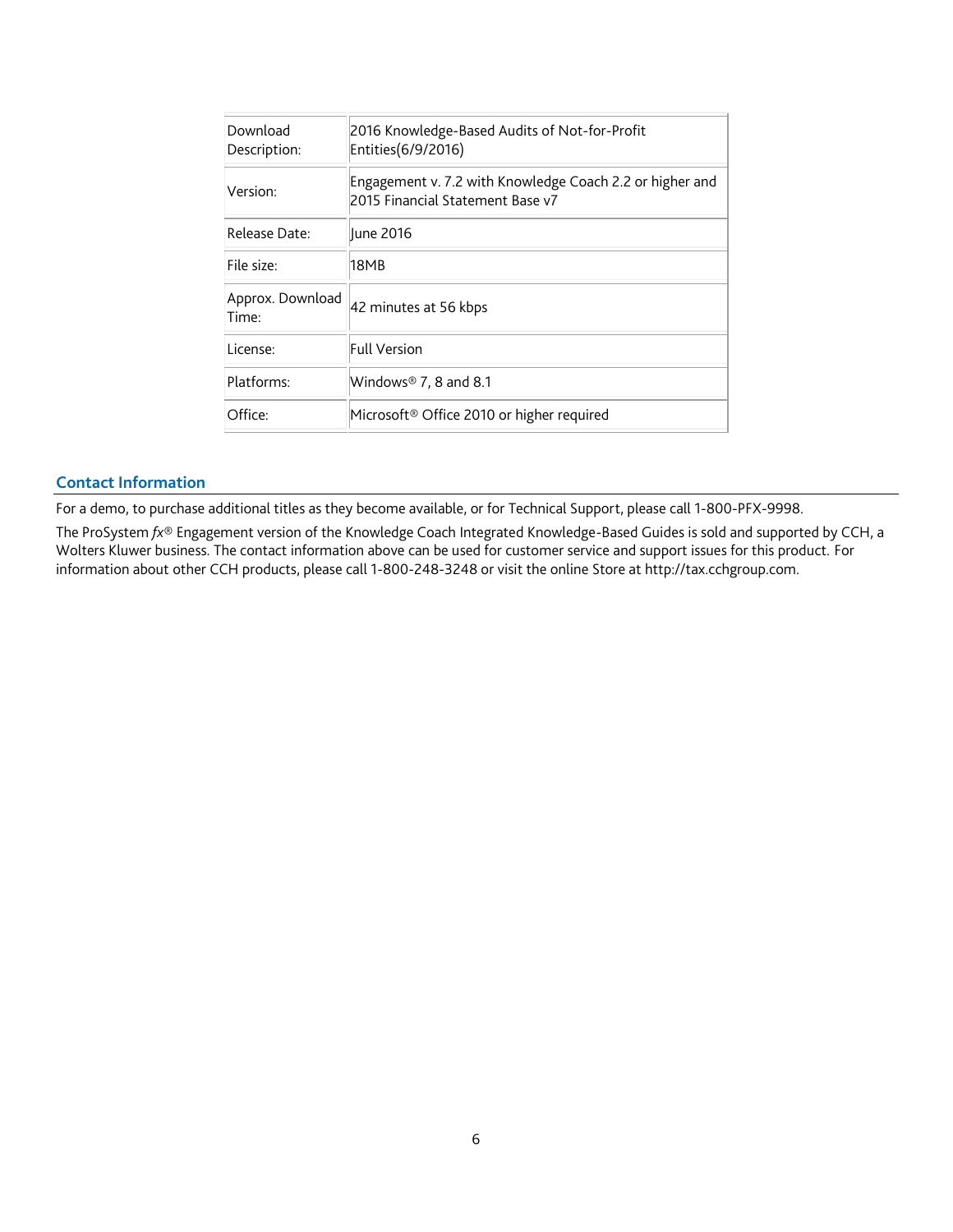| | |
|---|---|
| Download Description: | 2016 Knowledge-Based Audits of Not-for-Profit Entities(6/9/2016) |
| Version: | Engagement v. 7.2 with Knowledge Coach 2.2 or higher and 2015 Financial Statement Base v7 |
| Release Date: | June 2016 |
| File size: | 18MB |
| Approx. Download Time: | 42 minutes at 56 kbps |
| License: | Full Version |
| Platforms: | Windows® 7, 8 and 8.1 |
| Office: | Microsoft® Office 2010 or higher required |

## Contact Information

For a demo, to purchase additional titles as they become available, or for Technical Support, please call 1-800-PFX-9998.

The ProSystem *fx*® Engagement version of the Knowledge Coach Integrated Knowledge-Based Guides is sold and supported by CCH, a Wolters Kluwer business. The contact information above can be used for customer service and support issues for this product. For information about other CCH products, please call 1-800-248-3248 or visit the online Store at http://tax.cchgroup.com.